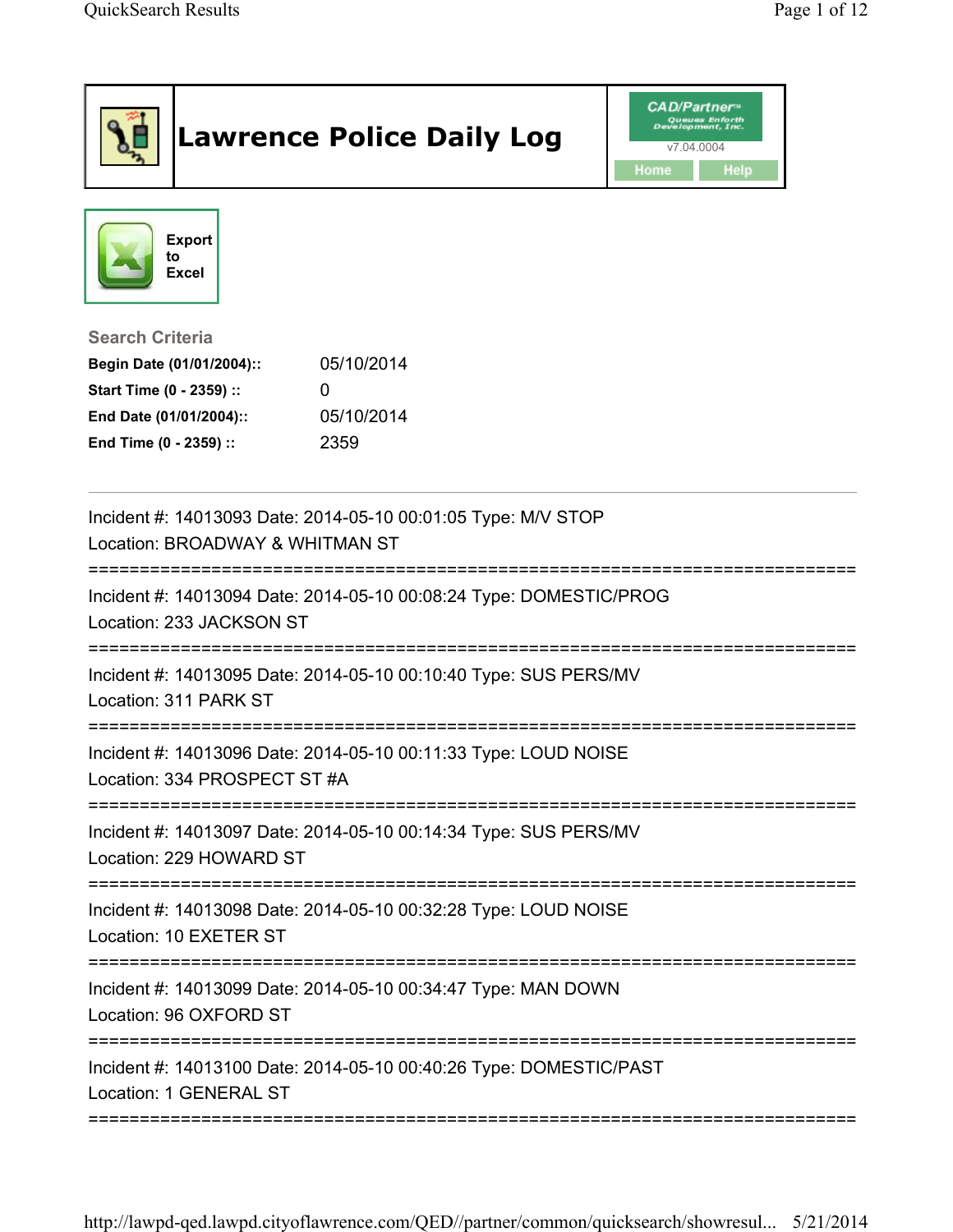# Lawrence Police Daily Log

CAD/Partner
v7.04.0004

Home Help

Export to Excel

**Search Criteria**

| | |
|---|---|
| **Begin Date (01/01/2004)::** | 05/10/2014 |
| **Start Time (0 - 2359) ::** | 0 |
| **End Date (01/01/2004)::** | 05/10/2014 |
| **End Time (0 - 2359) ::** | 2359 |

---

Incident #: 14013093 Date: 2014-05-10 00:01:05 Type: M/V STOP
Location: BROADWAY & WHITMAN ST

===========================================================================

Incident #: 14013094 Date: 2014-05-10 00:08:24 Type: DOMESTIC/PROG
Location: 233 JACKSON ST

===========================================================================

Incident #: 14013095 Date: 2014-05-10 00:10:40 Type: SUS PERS/MV
Location: 311 PARK ST

===========================================================================

Incident #: 14013096 Date: 2014-05-10 00:11:33 Type: LOUD NOISE
Location: 334 PROSPECT ST #A

===========================================================================

Incident #: 14013097 Date: 2014-05-10 00:14:34 Type: SUS PERS/MV
Location: 229 HOWARD ST

===========================================================================

Incident #: 14013098 Date: 2014-05-10 00:32:28 Type: LOUD NOISE
Location: 10 EXETER ST

===========================================================================

Incident #: 14013099 Date: 2014-05-10 00:34:47 Type: MAN DOWN
Location: 96 OXFORD ST

===========================================================================

Incident #: 14013100 Date: 2014-05-10 00:40:26 Type: DOMESTIC/PAST
Location: 1 GENERAL ST

===========================================================================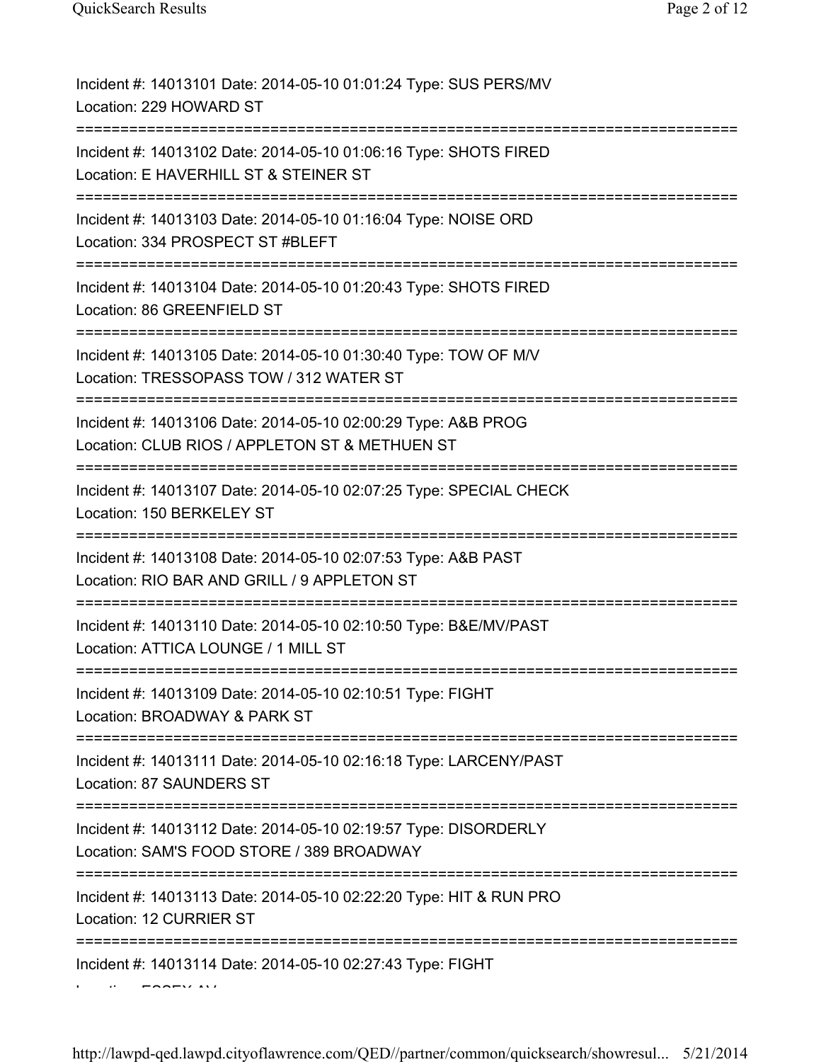Incident #: 14013101 Date: 2014-05-10 01:01:24 Type: SUS PERS/MV
Location: 229 HOWARD ST

===========================================================================

Incident #: 14013102 Date: 2014-05-10 01:06:16 Type: SHOTS FIRED
Location: E HAVERHILL ST & STEINER ST

===========================================================================

Incident #: 14013103 Date: 2014-05-10 01:16:04 Type: NOISE ORD
Location: 334 PROSPECT ST #BLEFT

===========================================================================

Incident #: 14013104 Date: 2014-05-10 01:20:43 Type: SHOTS FIRED
Location: 86 GREENFIELD ST

===========================================================================

Incident #: 14013105 Date: 2014-05-10 01:30:40 Type: TOW OF M/V
Location: TRESSOPASS TOW / 312 WATER ST

===========================================================================

Incident #: 14013106 Date: 2014-05-10 02:00:29 Type: A&B PROG
Location: CLUB RIOS / APPLETON ST & METHUEN ST

===========================================================================

Incident #: 14013107 Date: 2014-05-10 02:07:25 Type: SPECIAL CHECK
Location: 150 BERKELEY ST

===========================================================================

Incident #: 14013108 Date: 2014-05-10 02:07:53 Type: A&B PAST
Location: RIO BAR AND GRILL / 9 APPLETON ST

===========================================================================

Incident #: 14013110 Date: 2014-05-10 02:10:50 Type: B&E/MV/PAST
Location: ATTICA LOUNGE / 1 MILL ST

===========================================================================

Incident #: 14013109 Date: 2014-05-10 02:10:51 Type: FIGHT
Location: BROADWAY & PARK ST

===========================================================================

Incident #: 14013111 Date: 2014-05-10 02:16:18 Type: LARCENY/PAST
Location: 87 SAUNDERS ST

===========================================================================

Incident #: 14013112 Date: 2014-05-10 02:19:57 Type: DISORDERLY
Location: SAM'S FOOD STORE / 389 BROADWAY

===========================================================================

Incident #: 14013113 Date: 2014-05-10 02:22:20 Type: HIT & RUN PRO
Location: 12 CURRIER ST

===========================================================================

Incident #: 14013114 Date: 2014-05-10 02:27:43 Type: FIGHT
Location: ESSEX AV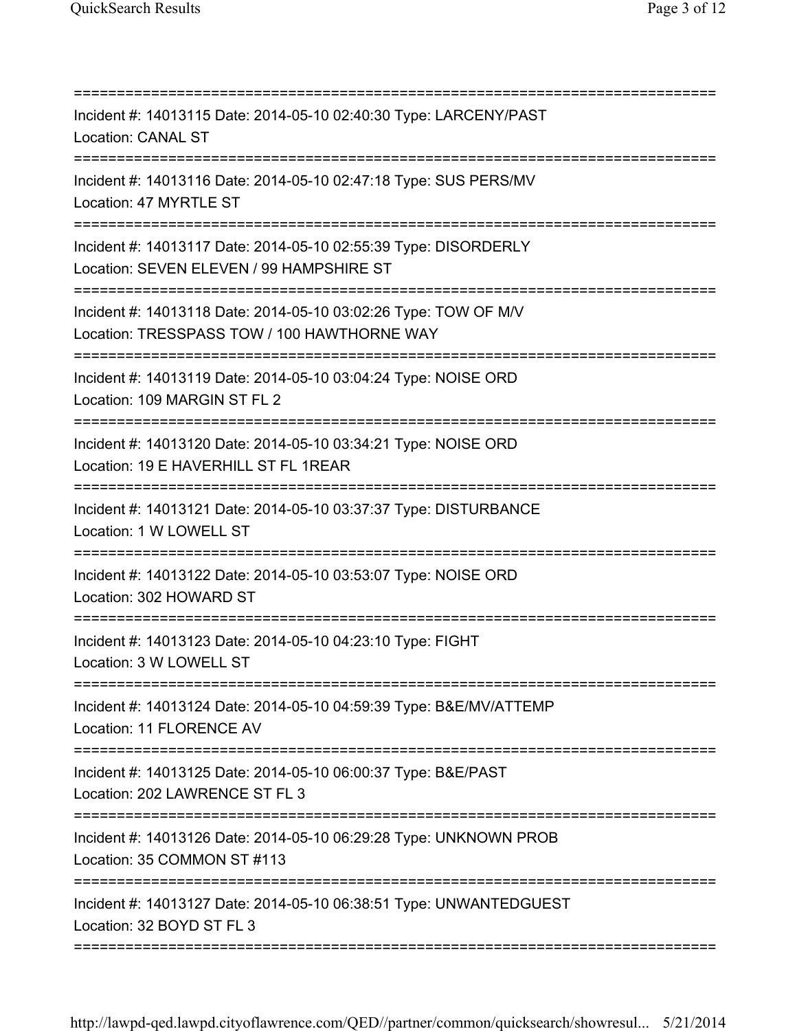===========================================================================
Incident #: 14013115 Date: 2014-05-10 02:40:30 Type: LARCENY/PAST
Location: CANAL ST
===========================================================================
Incident #: 14013116 Date: 2014-05-10 02:47:18 Type: SUS PERS/MV
Location: 47 MYRTLE ST
===========================================================================
Incident #: 14013117 Date: 2014-05-10 02:55:39 Type: DISORDERLY
Location: SEVEN ELEVEN / 99 HAMPSHIRE ST
===========================================================================
Incident #: 14013118 Date: 2014-05-10 03:02:26 Type: TOW OF M/V
Location: TRESSPASS TOW / 100 HAWTHORNE WAY
===========================================================================
Incident #: 14013119 Date: 2014-05-10 03:04:24 Type: NOISE ORD
Location: 109 MARGIN ST FL 2
===========================================================================
Incident #: 14013120 Date: 2014-05-10 03:34:21 Type: NOISE ORD
Location: 19 E HAVERHILL ST FL 1REAR
===========================================================================
Incident #: 14013121 Date: 2014-05-10 03:37:37 Type: DISTURBANCE
Location: 1 W LOWELL ST
===========================================================================
Incident #: 14013122 Date: 2014-05-10 03:53:07 Type: NOISE ORD
Location: 302 HOWARD ST
===========================================================================
Incident #: 14013123 Date: 2014-05-10 04:23:10 Type: FIGHT
Location: 3 W LOWELL ST
===========================================================================
Incident #: 14013124 Date: 2014-05-10 04:59:39 Type: B&E/MV/ATTEMP
Location: 11 FLORENCE AV
===========================================================================
Incident #: 14013125 Date: 2014-05-10 06:00:37 Type: B&E/PAST
Location: 202 LAWRENCE ST FL 3
===========================================================================
Incident #: 14013126 Date: 2014-05-10 06:29:28 Type: UNKNOWN PROB
Location: 35 COMMON ST #113
===========================================================================
Incident #: 14013127 Date: 2014-05-10 06:38:51 Type: UNWANTEDGUEST
Location: 32 BOYD ST FL 3
===========================================================================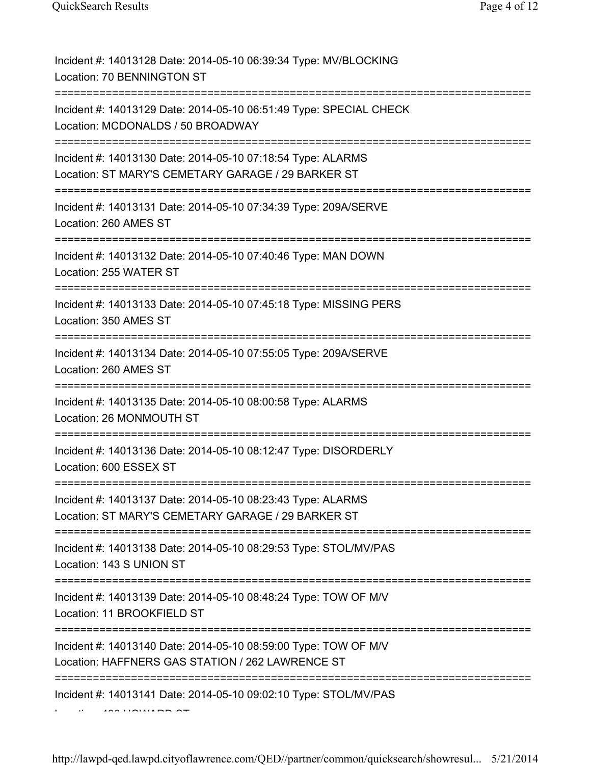Incident #: 14013128 Date: 2014-05-10 06:39:34 Type: MV/BLOCKING
Location: 70 BENNINGTON ST

===========================================================================

Incident #: 14013129 Date: 2014-05-10 06:51:49 Type: SPECIAL CHECK
Location: MCDONALDS / 50 BROADWAY

===========================================================================

Incident #: 14013130 Date: 2014-05-10 07:18:54 Type: ALARMS
Location: ST MARY'S CEMETARY GARAGE / 29 BARKER ST

===========================================================================

Incident #: 14013131 Date: 2014-05-10 07:34:39 Type: 209A/SERVE
Location: 260 AMES ST

===========================================================================

Incident #: 14013132 Date: 2014-05-10 07:40:46 Type: MAN DOWN
Location: 255 WATER ST

===========================================================================

Incident #: 14013133 Date: 2014-05-10 07:45:18 Type: MISSING PERS
Location: 350 AMES ST

===========================================================================

Incident #: 14013134 Date: 2014-05-10 07:55:05 Type: 209A/SERVE
Location: 260 AMES ST

===========================================================================

Incident #: 14013135 Date: 2014-05-10 08:00:58 Type: ALARMS
Location: 26 MONMOUTH ST

===========================================================================

Incident #: 14013136 Date: 2014-05-10 08:12:47 Type: DISORDERLY
Location: 600 ESSEX ST

===========================================================================

Incident #: 14013137 Date: 2014-05-10 08:23:43 Type: ALARMS
Location: ST MARY'S CEMETARY GARAGE / 29 BARKER ST

===========================================================================

Incident #: 14013138 Date: 2014-05-10 08:29:53 Type: STOL/MV/PAS
Location: 143 S UNION ST

===========================================================================

Incident #: 14013139 Date: 2014-05-10 08:48:24 Type: TOW OF M/V
Location: 11 BROOKFIELD ST

===========================================================================

Incident #: 14013140 Date: 2014-05-10 08:59:00 Type: TOW OF M/V
Location: HAFFNERS GAS STATION / 262 LAWRENCE ST

===========================================================================

Incident #: 14013141 Date: 2014-05-10 09:02:10 Type: STOL/MV/PAS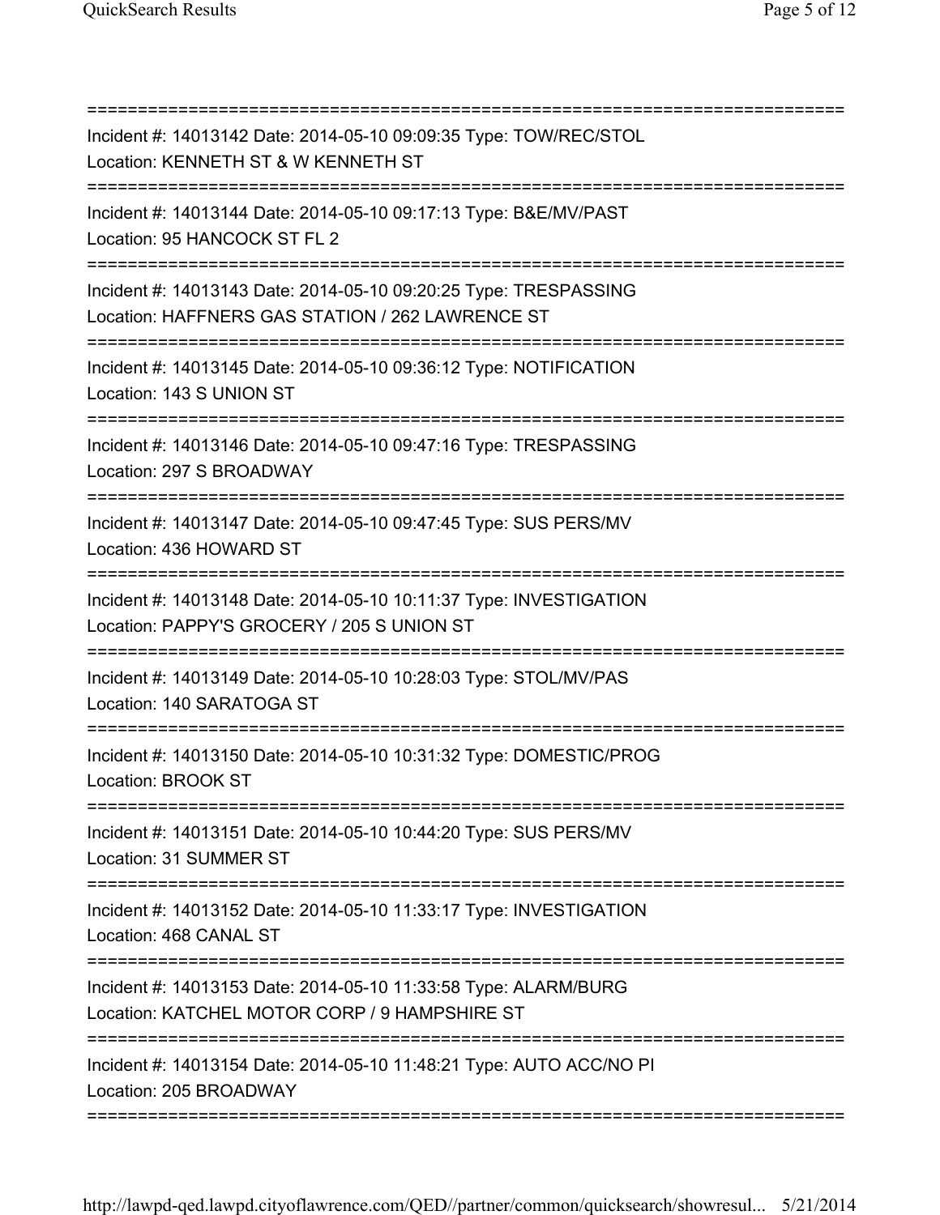===========================================================================
Incident #: 14013142 Date: 2014-05-10 09:09:35 Type: TOW/REC/STOL
Location: KENNETH ST & W KENNETH ST
===========================================================================
Incident #: 14013144 Date: 2014-05-10 09:17:13 Type: B&E/MV/PAST
Location: 95 HANCOCK ST FL 2
===========================================================================
Incident #: 14013143 Date: 2014-05-10 09:20:25 Type: TRESPASSING
Location: HAFFNERS GAS STATION / 262 LAWRENCE ST
===========================================================================
Incident #: 14013145 Date: 2014-05-10 09:36:12 Type: NOTIFICATION
Location: 143 S UNION ST
===========================================================================
Incident #: 14013146 Date: 2014-05-10 09:47:16 Type: TRESPASSING
Location: 297 S BROADWAY
===========================================================================
Incident #: 14013147 Date: 2014-05-10 09:47:45 Type: SUS PERS/MV
Location: 436 HOWARD ST
===========================================================================
Incident #: 14013148 Date: 2014-05-10 10:11:37 Type: INVESTIGATION
Location: PAPPY'S GROCERY / 205 S UNION ST
===========================================================================
Incident #: 14013149 Date: 2014-05-10 10:28:03 Type: STOL/MV/PAS
Location: 140 SARATOGA ST
===========================================================================
Incident #: 14013150 Date: 2014-05-10 10:31:32 Type: DOMESTIC/PROG
Location: BROOK ST
===========================================================================
Incident #: 14013151 Date: 2014-05-10 10:44:20 Type: SUS PERS/MV
Location: 31 SUMMER ST
===========================================================================
Incident #: 14013152 Date: 2014-05-10 11:33:17 Type: INVESTIGATION
Location: 468 CANAL ST
===========================================================================
Incident #: 14013153 Date: 2014-05-10 11:33:58 Type: ALARM/BURG
Location: KATCHEL MOTOR CORP / 9 HAMPSHIRE ST
===========================================================================
Incident #: 14013154 Date: 2014-05-10 11:48:21 Type: AUTO ACC/NO PI
Location: 205 BROADWAY
===========================================================================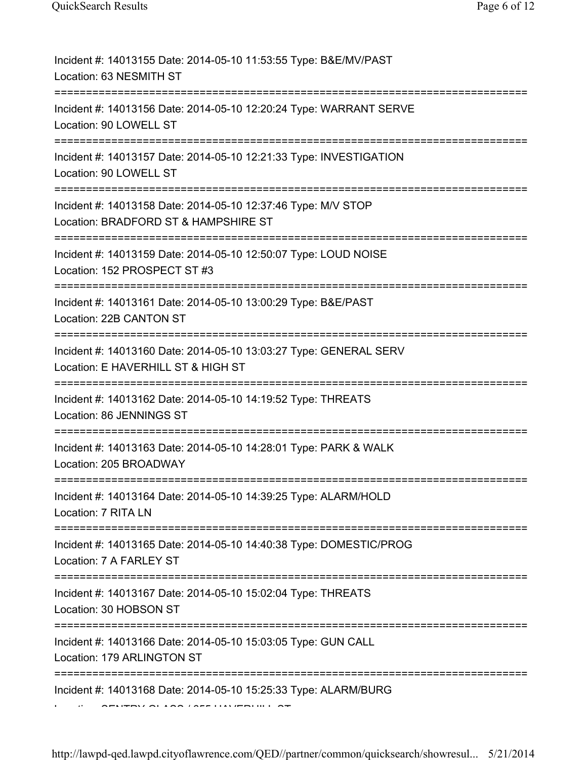Incident #: 14013155 Date: 2014-05-10 11:53:55 Type: B&E/MV/PAST
Location: 63 NESMITH ST

===========================================================================

Incident #: 14013156 Date: 2014-05-10 12:20:24 Type: WARRANT SERVE
Location: 90 LOWELL ST

===========================================================================

Incident #: 14013157 Date: 2014-05-10 12:21:33 Type: INVESTIGATION
Location: 90 LOWELL ST

===========================================================================

Incident #: 14013158 Date: 2014-05-10 12:37:46 Type: M/V STOP
Location: BRADFORD ST & HAMPSHIRE ST

===========================================================================

Incident #: 14013159 Date: 2014-05-10 12:50:07 Type: LOUD NOISE
Location: 152 PROSPECT ST #3

===========================================================================

Incident #: 14013161 Date: 2014-05-10 13:00:29 Type: B&E/PAST
Location: 22B CANTON ST

===========================================================================

Incident #: 14013160 Date: 2014-05-10 13:03:27 Type: GENERAL SERV
Location: E HAVERHILL ST & HIGH ST

===========================================================================

Incident #: 14013162 Date: 2014-05-10 14:19:52 Type: THREATS
Location: 86 JENNINGS ST

===========================================================================

Incident #: 14013163 Date: 2014-05-10 14:28:01 Type: PARK & WALK
Location: 205 BROADWAY

===========================================================================

Incident #: 14013164 Date: 2014-05-10 14:39:25 Type: ALARM/HOLD
Location: 7 RITA LN

===========================================================================

Incident #: 14013165 Date: 2014-05-10 14:40:38 Type: DOMESTIC/PROG
Location: 7 A FARLEY ST

===========================================================================

Incident #: 14013167 Date: 2014-05-10 15:02:04 Type: THREATS
Location: 30 HOBSON ST

===========================================================================

Incident #: 14013166 Date: 2014-05-10 15:03:05 Type: GUN CALL
Location: 179 ARLINGTON ST

===========================================================================

Incident #: 14013168 Date: 2014-05-10 15:25:33 Type: ALARM/BURG
Location: SENTRY GLASS / 255 HAVERHILL ST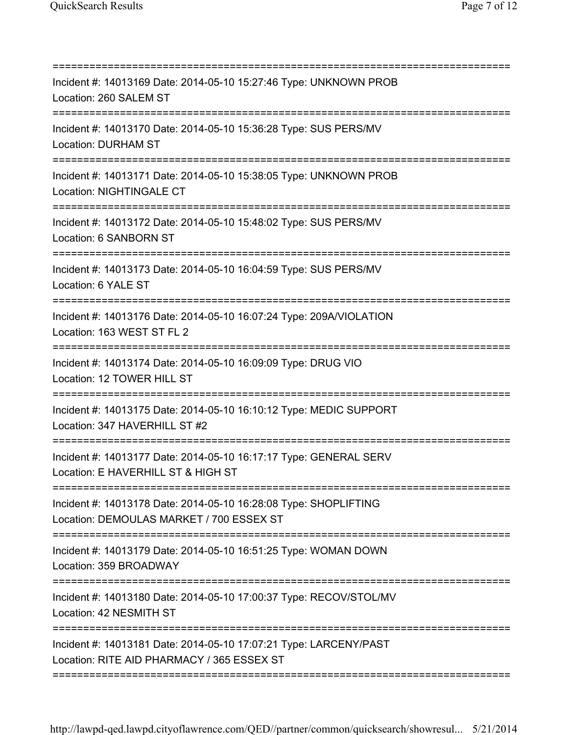===========================================================================
Incident #: 14013169 Date: 2014-05-10 15:27:46 Type: UNKNOWN PROB
Location: 260 SALEM ST
===========================================================================
Incident #: 14013170 Date: 2014-05-10 15:36:28 Type: SUS PERS/MV
Location: DURHAM ST
===========================================================================
Incident #: 14013171 Date: 2014-05-10 15:38:05 Type: UNKNOWN PROB
Location: NIGHTINGALE CT
===========================================================================
Incident #: 14013172 Date: 2014-05-10 15:48:02 Type: SUS PERS/MV
Location: 6 SANBORN ST
===========================================================================
Incident #: 14013173 Date: 2014-05-10 16:04:59 Type: SUS PERS/MV
Location: 6 YALE ST
===========================================================================
Incident #: 14013176 Date: 2014-05-10 16:07:24 Type: 209A/VIOLATION
Location: 163 WEST ST FL 2
===========================================================================
Incident #: 14013174 Date: 2014-05-10 16:09:09 Type: DRUG VIO
Location: 12 TOWER HILL ST
===========================================================================
Incident #: 14013175 Date: 2014-05-10 16:10:12 Type: MEDIC SUPPORT
Location: 347 HAVERHILL ST #2
===========================================================================
Incident #: 14013177 Date: 2014-05-10 16:17:17 Type: GENERAL SERV
Location: E HAVERHILL ST & HIGH ST
===========================================================================
Incident #: 14013178 Date: 2014-05-10 16:28:08 Type: SHOPLIFTING
Location: DEMOULAS MARKET / 700 ESSEX ST
===========================================================================
Incident #: 14013179 Date: 2014-05-10 16:51:25 Type: WOMAN DOWN
Location: 359 BROADWAY
===========================================================================
Incident #: 14013180 Date: 2014-05-10 17:00:37 Type: RECOV/STOL/MV
Location: 42 NESMITH ST
===========================================================================
Incident #: 14013181 Date: 2014-05-10 17:07:21 Type: LARCENY/PAST
Location: RITE AID PHARMACY / 365 ESSEX ST
===========================================================================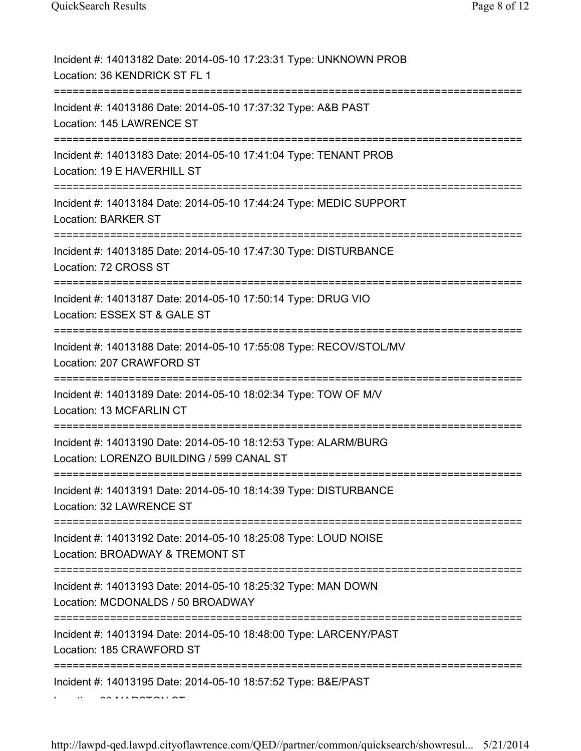Incident #: 14013182 Date: 2014-05-10 17:23:31 Type: UNKNOWN PROB
Location: 36 KENDRICK ST FL 1

===========================================================================

Incident #: 14013186 Date: 2014-05-10 17:37:32 Type: A&B PAST
Location: 145 LAWRENCE ST

===========================================================================

Incident #: 14013183 Date: 2014-05-10 17:41:04 Type: TENANT PROB
Location: 19 E HAVERHILL ST

===========================================================================

Incident #: 14013184 Date: 2014-05-10 17:44:24 Type: MEDIC SUPPORT
Location: BARKER ST

===========================================================================

Incident #: 14013185 Date: 2014-05-10 17:47:30 Type: DISTURBANCE
Location: 72 CROSS ST

===========================================================================

Incident #: 14013187 Date: 2014-05-10 17:50:14 Type: DRUG VIO
Location: ESSEX ST & GALE ST

===========================================================================

Incident #: 14013188 Date: 2014-05-10 17:55:08 Type: RECOV/STOL/MV
Location: 207 CRAWFORD ST

===========================================================================

Incident #: 14013189 Date: 2014-05-10 18:02:34 Type: TOW OF M/V
Location: 13 MCFARLIN CT

===========================================================================

Incident #: 14013190 Date: 2014-05-10 18:12:53 Type: ALARM/BURG
Location: LORENZO BUILDING / 599 CANAL ST

===========================================================================

Incident #: 14013191 Date: 2014-05-10 18:14:39 Type: DISTURBANCE
Location: 32 LAWRENCE ST

===========================================================================

Incident #: 14013192 Date: 2014-05-10 18:25:08 Type: LOUD NOISE
Location: BROADWAY & TREMONT ST

===========================================================================

Incident #: 14013193 Date: 2014-05-10 18:25:32 Type: MAN DOWN
Location: MCDONALDS / 50 BROADWAY

===========================================================================

Incident #: 14013194 Date: 2014-05-10 18:48:00 Type: LARCENY/PAST
Location: 185 CRAWFORD ST

===========================================================================

Incident #: 14013195 Date: 2014-05-10 18:57:52 Type: B&E/PAST
Location: 90 MARSTON ST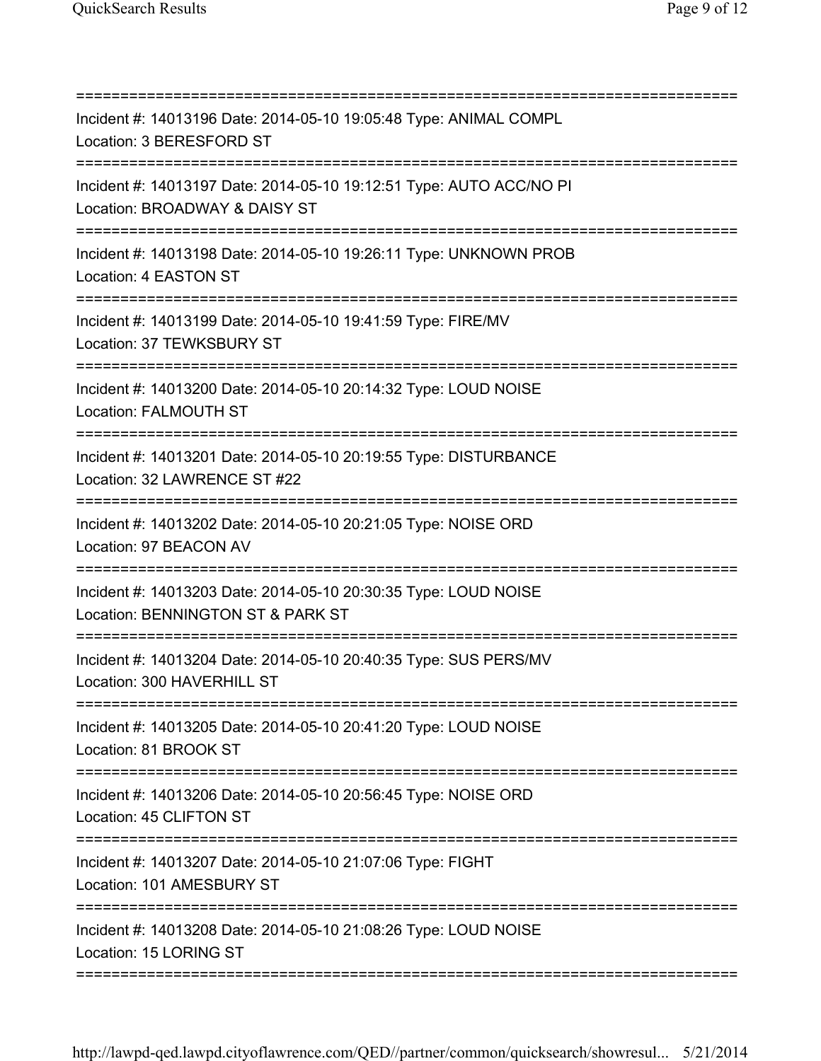===========================================================================
Incident #: 14013196 Date: 2014-05-10 19:05:48 Type: ANIMAL COMPL
Location: 3 BERESFORD ST
===========================================================================
Incident #: 14013197 Date: 2014-05-10 19:12:51 Type: AUTO ACC/NO PI
Location: BROADWAY & DAISY ST
===========================================================================
Incident #: 14013198 Date: 2014-05-10 19:26:11 Type: UNKNOWN PROB
Location: 4 EASTON ST
===========================================================================
Incident #: 14013199 Date: 2014-05-10 19:41:59 Type: FIRE/MV
Location: 37 TEWKSBURY ST
===========================================================================
Incident #: 14013200 Date: 2014-05-10 20:14:32 Type: LOUD NOISE
Location: FALMOUTH ST
===========================================================================
Incident #: 14013201 Date: 2014-05-10 20:19:55 Type: DISTURBANCE
Location: 32 LAWRENCE ST #22
===========================================================================
Incident #: 14013202 Date: 2014-05-10 20:21:05 Type: NOISE ORD
Location: 97 BEACON AV
===========================================================================
Incident #: 14013203 Date: 2014-05-10 20:30:35 Type: LOUD NOISE
Location: BENNINGTON ST & PARK ST
===========================================================================
Incident #: 14013204 Date: 2014-05-10 20:40:35 Type: SUS PERS/MV
Location: 300 HAVERHILL ST
===========================================================================
Incident #: 14013205 Date: 2014-05-10 20:41:20 Type: LOUD NOISE
Location: 81 BROOK ST
===========================================================================
Incident #: 14013206 Date: 2014-05-10 20:56:45 Type: NOISE ORD
Location: 45 CLIFTON ST
===========================================================================
Incident #: 14013207 Date: 2014-05-10 21:07:06 Type: FIGHT
Location: 101 AMESBURY ST
===========================================================================
Incident #: 14013208 Date: 2014-05-10 21:08:26 Type: LOUD NOISE
Location: 15 LORING ST
===========================================================================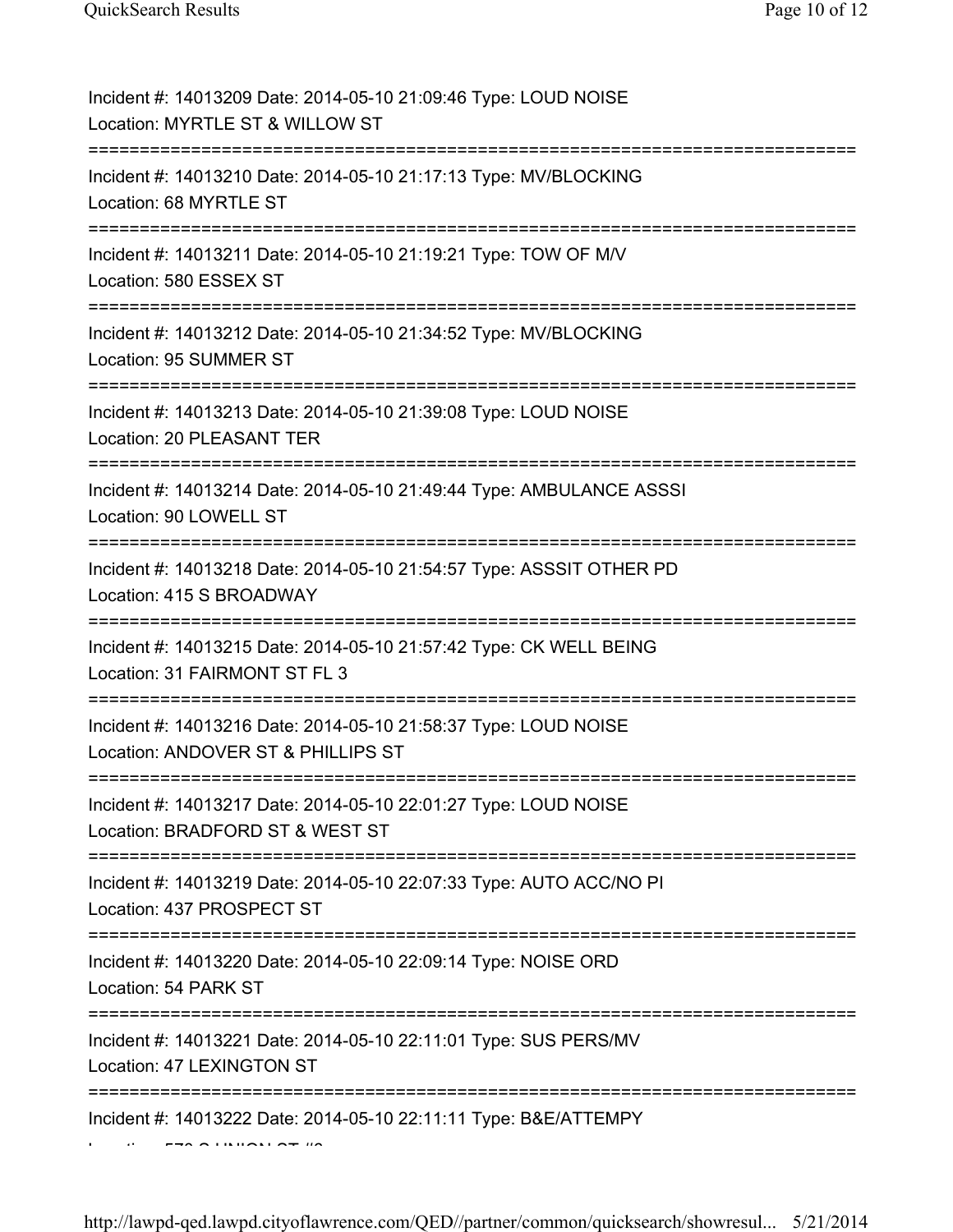Incident #: 14013209 Date: 2014-05-10 21:09:46 Type: LOUD NOISE
Location: MYRTLE ST & WILLOW ST

===========================================================================

Incident #: 14013210 Date: 2014-05-10 21:17:13 Type: MV/BLOCKING
Location: 68 MYRTLE ST

===========================================================================

Incident #: 14013211 Date: 2014-05-10 21:19:21 Type: TOW OF M/V
Location: 580 ESSEX ST

===========================================================================

Incident #: 14013212 Date: 2014-05-10 21:34:52 Type: MV/BLOCKING
Location: 95 SUMMER ST

===========================================================================

Incident #: 14013213 Date: 2014-05-10 21:39:08 Type: LOUD NOISE
Location: 20 PLEASANT TER

===========================================================================

Incident #: 14013214 Date: 2014-05-10 21:49:44 Type: AMBULANCE ASSSI
Location: 90 LOWELL ST

===========================================================================

Incident #: 14013218 Date: 2014-05-10 21:54:57 Type: ASSSIT OTHER PD
Location: 415 S BROADWAY

===========================================================================

Incident #: 14013215 Date: 2014-05-10 21:57:42 Type: CK WELL BEING
Location: 31 FAIRMONT ST FL 3

===========================================================================

Incident #: 14013216 Date: 2014-05-10 21:58:37 Type: LOUD NOISE
Location: ANDOVER ST & PHILLIPS ST

===========================================================================

Incident #: 14013217 Date: 2014-05-10 22:01:27 Type: LOUD NOISE
Location: BRADFORD ST & WEST ST

===========================================================================

Incident #: 14013219 Date: 2014-05-10 22:07:33 Type: AUTO ACC/NO PI
Location: 437 PROSPECT ST

===========================================================================

Incident #: 14013220 Date: 2014-05-10 22:09:14 Type: NOISE ORD
Location: 54 PARK ST

===========================================================================

Incident #: 14013221 Date: 2014-05-10 22:11:01 Type: SUS PERS/MV
Location: 47 LEXINGTON ST

===========================================================================

Incident #: 14013222 Date: 2014-05-10 22:11:11 Type: B&E/ATTEMPY
Location: 570 S UNION ST #2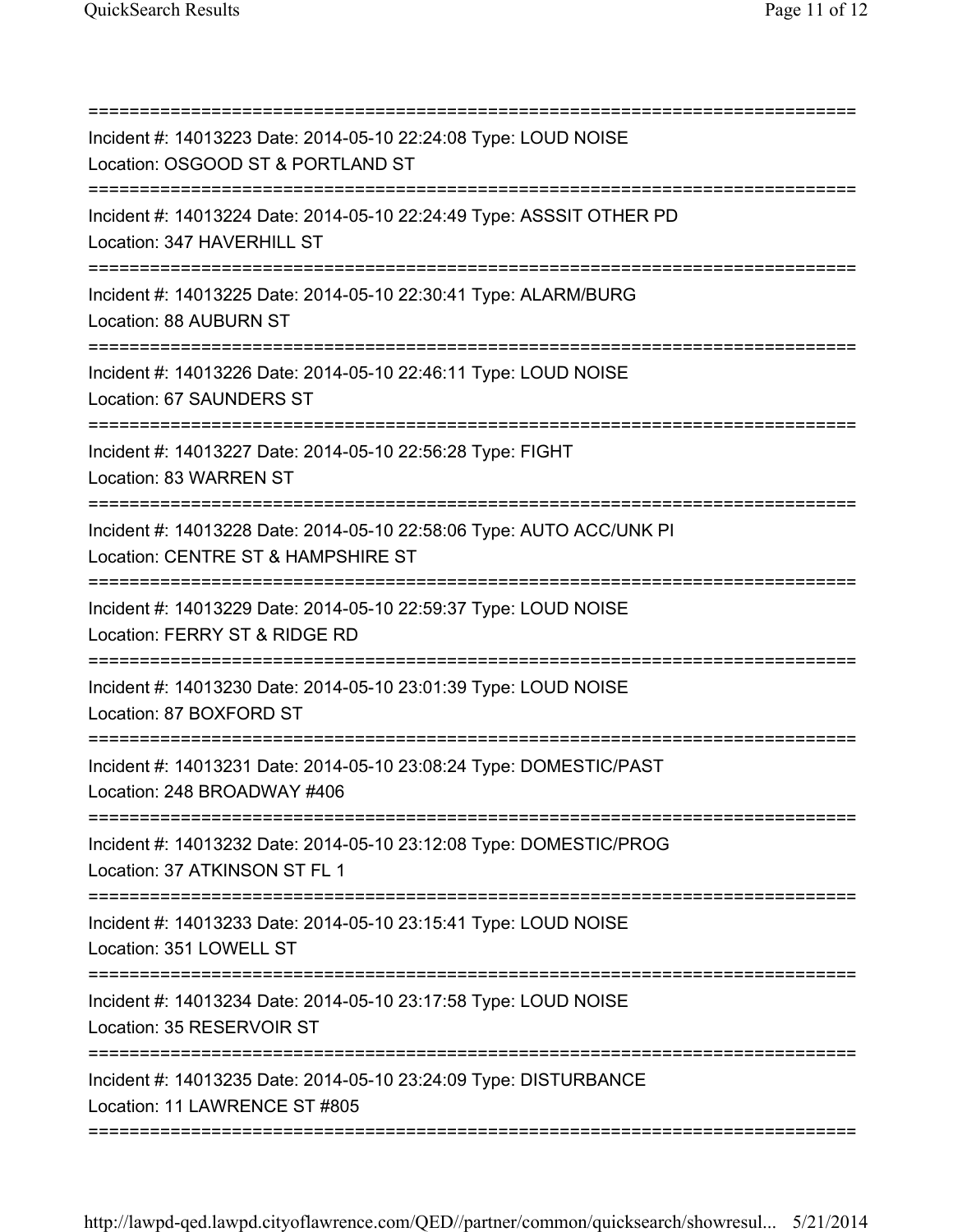===========================================================================
Incident #: 14013223 Date: 2014-05-10 22:24:08 Type: LOUD NOISE
Location: OSGOOD ST & PORTLAND ST
===========================================================================
Incident #: 14013224 Date: 2014-05-10 22:24:49 Type: ASSSIT OTHER PD
Location: 347 HAVERHILL ST
===========================================================================
Incident #: 14013225 Date: 2014-05-10 22:30:41 Type: ALARM/BURG
Location: 88 AUBURN ST
===========================================================================
Incident #: 14013226 Date: 2014-05-10 22:46:11 Type: LOUD NOISE
Location: 67 SAUNDERS ST
===========================================================================
Incident #: 14013227 Date: 2014-05-10 22:56:28 Type: FIGHT
Location: 83 WARREN ST
===========================================================================
Incident #: 14013228 Date: 2014-05-10 22:58:06 Type: AUTO ACC/UNK PI
Location: CENTRE ST & HAMPSHIRE ST
===========================================================================
Incident #: 14013229 Date: 2014-05-10 22:59:37 Type: LOUD NOISE
Location: FERRY ST & RIDGE RD
===========================================================================
Incident #: 14013230 Date: 2014-05-10 23:01:39 Type: LOUD NOISE
Location: 87 BOXFORD ST
===========================================================================
Incident #: 14013231 Date: 2014-05-10 23:08:24 Type: DOMESTIC/PAST
Location: 248 BROADWAY #406
===========================================================================
Incident #: 14013232 Date: 2014-05-10 23:12:08 Type: DOMESTIC/PROG
Location: 37 ATKINSON ST FL 1
===========================================================================
Incident #: 14013233 Date: 2014-05-10 23:15:41 Type: LOUD NOISE
Location: 351 LOWELL ST
===========================================================================
Incident #: 14013234 Date: 2014-05-10 23:17:58 Type: LOUD NOISE
Location: 35 RESERVOIR ST
===========================================================================
Incident #: 14013235 Date: 2014-05-10 23:24:09 Type: DISTURBANCE
Location: 11 LAWRENCE ST #805
===========================================================================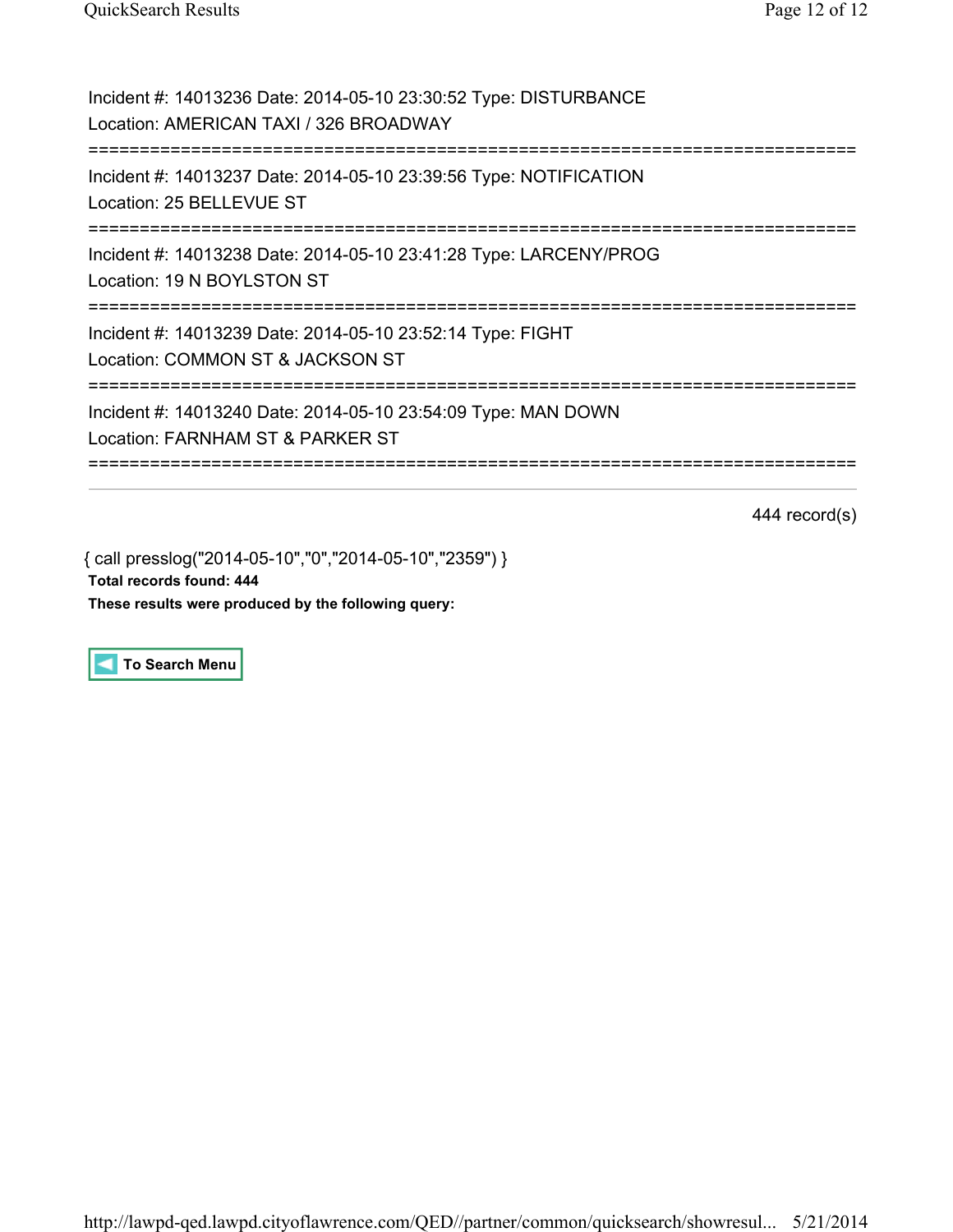Incident #: 14013236 Date: 2014-05-10 23:30:52 Type: DISTURBANCE
Location: AMERICAN TAXI / 326 BROADWAY

===========================================================================

Incident #: 14013237 Date: 2014-05-10 23:39:56 Type: NOTIFICATION
Location: 25 BELLEVUE ST

===========================================================================

Incident #: 14013238 Date: 2014-05-10 23:41:28 Type: LARCENY/PROG
Location: 19 N BOYLSTON ST

===========================================================================

Incident #: 14013239 Date: 2014-05-10 23:52:14 Type: FIGHT
Location: COMMON ST & JACKSON ST

===========================================================================

Incident #: 14013240 Date: 2014-05-10 23:54:09 Type: MAN DOWN
Location: FARNHAM ST & PARKER ST

===========================================================================

---

444 record(s)

{ call presslog("2014-05-10","0","2014-05-10","2359") }

**Total records found: 444**

**These results were produced by the following query:**

**To Search Menu**